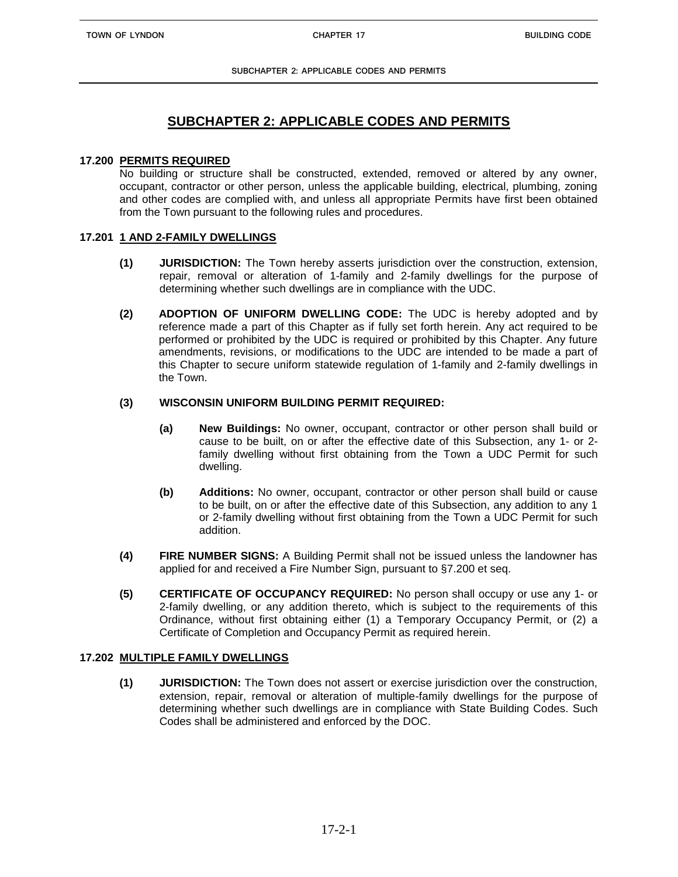# SUBCHAPTER 2: APPLICABLE CODES AND PERMITS

## 17.200 PERMITS REQUIRED

No building or structure shall be constructed, extended, removed or altered by any owner, occupant, contractor or other person, unless the applicable building, electrical, plumbing, zoning and other codes are complied with, and unless all appropriate Permits have first been obtained from the Town pursuant to the following rules and procedures.

## 17.201 1 AND 2-FAMILY DWELLINGS

**(1) JURISDICTION:** The Town hereby asserts jurisdiction over the construction, extension, repair, removal or alteration of 1-family and 2-family dwellings for the purpose of determining whether such dwellings are in compliance with the UDC.

**(2) ADOPTION OF UNIFORM DWELLING CODE:** The UDC is hereby adopted and by reference made a part of this Chapter as if fully set forth herein. Any act required to be performed or prohibited by the UDC is required or prohibited by this Chapter. Any future amendments, revisions, or modifications to the UDC are intended to be made a part of this Chapter to secure uniform statewide regulation of 1-family and 2-family dwellings in the Town.

**(3) WISCONSIN UNIFORM BUILDING PERMIT REQUIRED:**

**(a) New Buildings:** No owner, occupant, contractor or other person shall build or cause to be built, on or after the effective date of this Subsection, any 1- or 2-family dwelling without first obtaining from the Town a UDC Permit for such dwelling.

**(b) Additions:** No owner, occupant, contractor or other person shall build or cause to be built, on or after the effective date of this Subsection, any addition to any 1 or 2-family dwelling without first obtaining from the Town a UDC Permit for such addition.

**(4) FIRE NUMBER SIGNS:** A Building Permit shall not be issued unless the landowner has applied for and received a Fire Number Sign, pursuant to §7.200 et seq.

**(5) CERTIFICATE OF OCCUPANCY REQUIRED:** No person shall occupy or use any 1- or 2-family dwelling, or any addition thereto, which is subject to the requirements of this Ordinance, without first obtaining either (1) a Temporary Occupancy Permit, or (2) a Certificate of Completion and Occupancy Permit as required herein.

## 17.202 MULTIPLE FAMILY DWELLINGS

**(1) JURISDICTION:** The Town does not assert or exercise jurisdiction over the construction, extension, repair, removal or alteration of multiple-family dwellings for the purpose of determining whether such dwellings are in compliance with State Building Codes. Such Codes shall be administered and enforced by the DOC.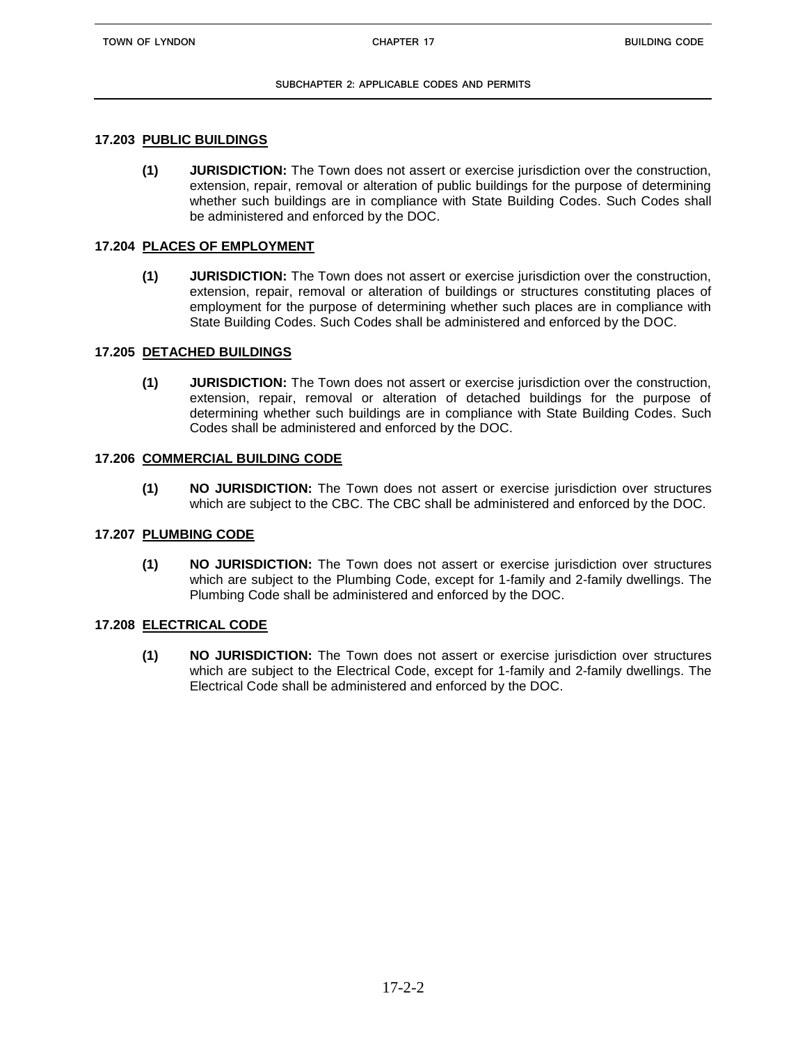## 17.203 PUBLIC BUILDINGS

**(1) JURISDICTION:** The Town does not assert or exercise jurisdiction over the construction, extension, repair, removal or alteration of public buildings for the purpose of determining whether such buildings are in compliance with State Building Codes. Such Codes shall be administered and enforced by the DOC.

## 17.204 PLACES OF EMPLOYMENT

**(1) JURISDICTION:** The Town does not assert or exercise jurisdiction over the construction, extension, repair, removal or alteration of buildings or structures constituting places of employment for the purpose of determining whether such places are in compliance with State Building Codes. Such Codes shall be administered and enforced by the DOC.

## 17.205 DETACHED BUILDINGS

**(1) JURISDICTION:** The Town does not assert or exercise jurisdiction over the construction, extension, repair, removal or alteration of detached buildings for the purpose of determining whether such buildings are in compliance with State Building Codes. Such Codes shall be administered and enforced by the DOC.

## 17.206 COMMERCIAL BUILDING CODE

**(1) NO JURISDICTION:** The Town does not assert or exercise jurisdiction over structures which are subject to the CBC. The CBC shall be administered and enforced by the DOC.

## 17.207 PLUMBING CODE

**(1) NO JURISDICTION:** The Town does not assert or exercise jurisdiction over structures which are subject to the Plumbing Code, except for 1-family and 2-family dwellings. The Plumbing Code shall be administered and enforced by the DOC.

## 17.208 ELECTRICAL CODE

**(1) NO JURISDICTION:** The Town does not assert or exercise jurisdiction over structures which are subject to the Electrical Code, except for 1-family and 2-family dwellings. The Electrical Code shall be administered and enforced by the DOC.